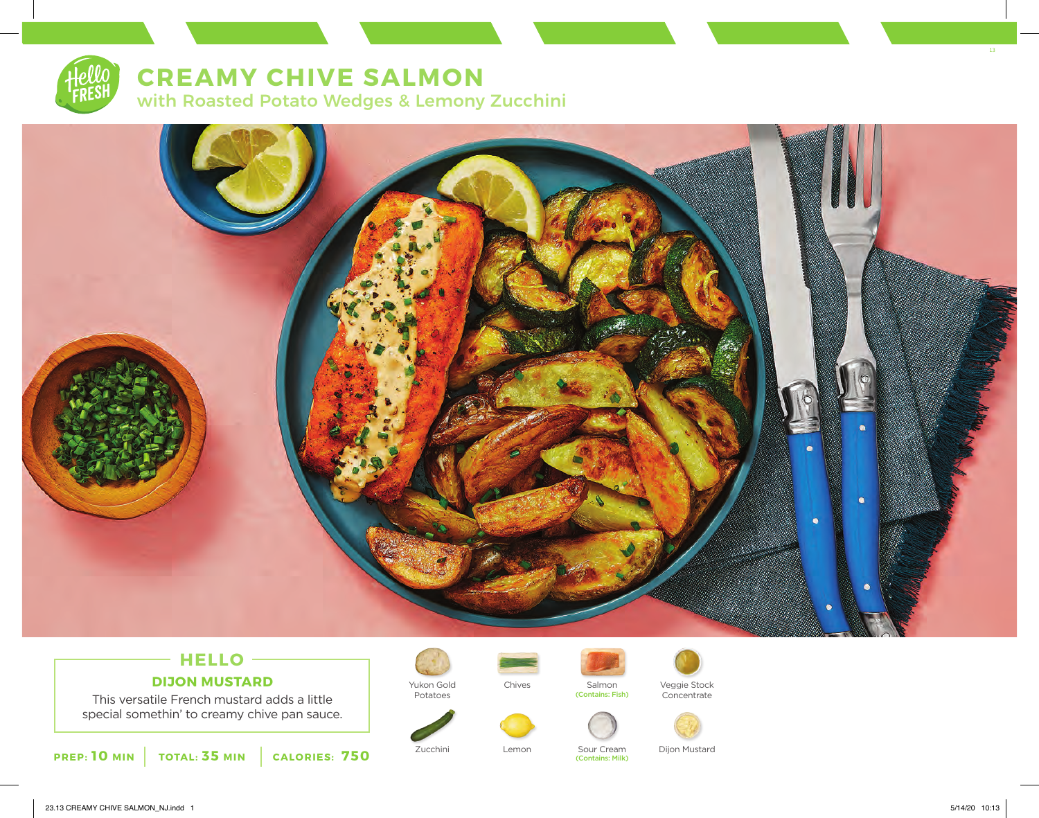# CREAMY CHIVE SALMON

## with Roasted Potato Wedges & Lemony Zucchini

### HELLO

**DIJON MUSTARD**

This versatile French mustard adds a little special somethin' to creamy chive pan sauce.

**PREP: 10 MIN** | **TOTAL: 35 MIN** | **CALORIES: 750**

- Yukon Gold Potatoes
- Chives
- Salmon (Contains: Fish)
- Veggie Stock Concentrate
- Zucchini
- Lemon
- Sour Cream (Contains: Milk)
- Dijon Mustard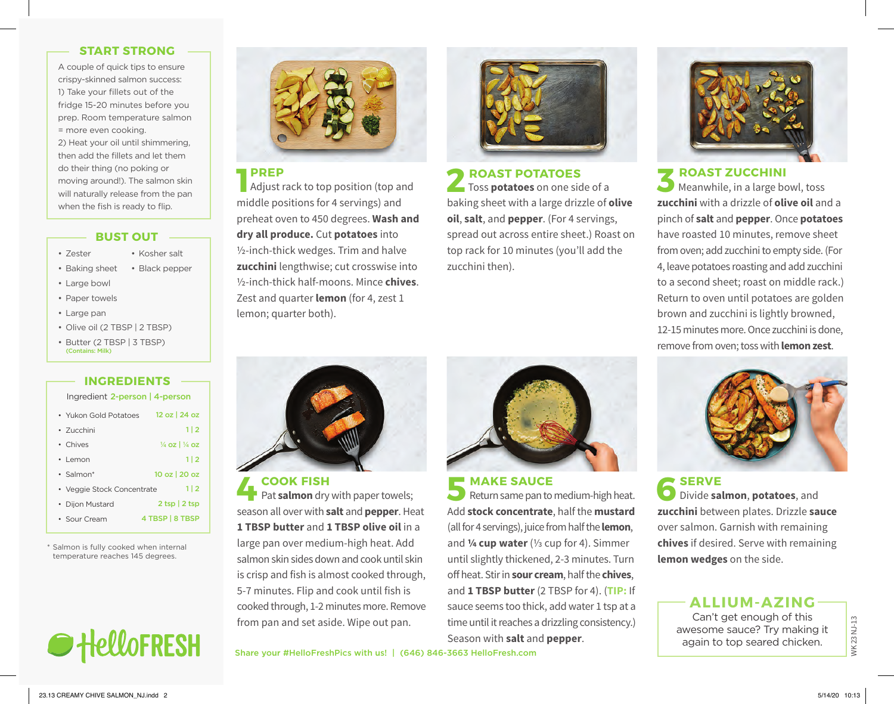## START STRONG

A couple of quick tips to ensure crispy-skinned salmon success:
1) Take your fillets out of the fridge 15-20 minutes before you prep. Room temperature salmon = more even cooking.
2) Heat your oil until shimmering, then add the fillets and let them do their thing (no poking or moving around!). The salmon skin will naturally release from the pan when the fish is ready to flip.

## BUST OUT

- Zester
- Baking sheet
- Large bowl
- Paper towels
- Large pan
- Olive oil (2 TBSP | 2 TBSP)
- Butter (2 TBSP | 3 TBSP) (Contains: Milk)
- Kosher salt
- Black pepper

## INGREDIENTS

| Ingredient | 2-person \| 4-person |
| --- | --- |
| Yukon Gold Potatoes | 12 oz \| 24 oz |
| Zucchini | 1 \| 2 |
| Chives | ¼ oz \| ¼ oz |
| Lemon | 1 \| 2 |
| Salmon* | 10 oz \| 20 oz |
| Veggie Stock Concentrate | 1 \| 2 |
| Dijon Mustard | 2 tsp \| 2 tsp |
| Sour Cream | 4 TBSP \| 8 TBSP |

* Salmon is fully cooked when internal temperature reaches 145 degrees.

HelloFRESH

## 1 PREP

Adjust rack to top position (top and middle positions for 4 servings) and preheat oven to 450 degrees. **Wash and dry all produce.** Cut **potatoes** into ½-inch-thick wedges. Trim and halve **zucchini** lengthwise; cut crosswise into ½-inch-thick half-moons. Mince **chives**. Zest and quarter **lemon** (for 4, zest 1 lemon; quarter both).

## 2 ROAST POTATOES

Toss **potatoes** on one side of a baking sheet with a large drizzle of **olive oil**, **salt**, and **pepper**. (For 4 servings, spread out across entire sheet.) Roast on top rack for 10 minutes (you'll add the zucchini then).

## 3 ROAST ZUCCHINI

Meanwhile, in a large bowl, toss **zucchini** with a drizzle of **olive oil** and a pinch of **salt** and **pepper**. Once **potatoes** have roasted 10 minutes, remove sheet from oven; add zucchini to empty side. (For 4, leave potatoes roasting and add zucchini to a second sheet; roast on middle rack.) Return to oven until potatoes are golden brown and zucchini is lightly browned, 12-15 minutes more. Once zucchini is done, remove from oven; toss with **lemon zest**.

## 4 COOK FISH

Pat **salmon** dry with paper towels; season all over with **salt** and **pepper**. Heat **1 TBSP butter** and **1 TBSP olive oil** in a large pan over medium-high heat. Add salmon skin sides down and cook until skin is crisp and fish is almost cooked through, 5-7 minutes. Flip and cook until fish is cooked through, 1-2 minutes more. Remove from pan and set aside. Wipe out pan.

## 5 MAKE SAUCE

Return same pan to medium-high heat. Add **stock concentrate**, half the **mustard** (all for 4 servings), juice from half the **lemon**, and **¼ cup water** (⅓ cup for 4). Simmer until slightly thickened, 2-3 minutes. Turn off heat. Stir in **sour cream**, half the **chives**, and **1 TBSP butter** (2 TBSP for 4). (**TIP:** If sauce seems too thick, add water 1 tsp at a time until it reaches a drizzling consistency.) Season with **salt** and **pepper**.

## 6 SERVE

Divide **salmon**, **potatoes**, and **zucchini** between plates. Drizzle **sauce** over salmon. Garnish with remaining **chives** if desired. Serve with remaining **lemon wedges** on the side.

## ALLIUM-AZING

Can't get enough of this awesome sauce? Try making it again to top seared chicken.

Share your #HelloFreshPics with us! | (646) 846-3663 HelloFresh.com

WK 23 NJ-13